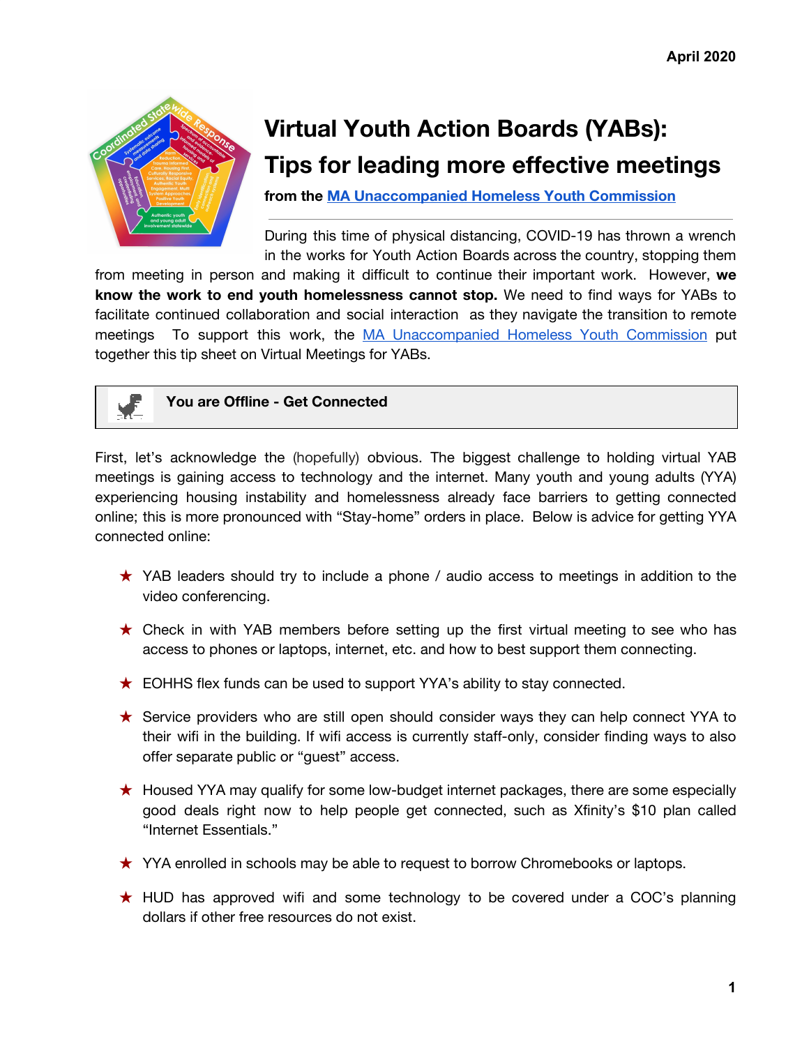April 2020

# Virtual Youth Action Boards (YABs): Tips for leading more effective meetings

**from the MA Unaccompanied Homeless Youth Commission**

During this time of physical distancing, COVID-19 has thrown a wrench in the works for Youth Action Boards across the country, stopping them from meeting in person and making it difficult to continue their important work. However, **we know the work to end youth homelessness cannot stop.** We need to find ways for YABs to facilitate continued collaboration and social interaction as they navigate the transition to remote meetings To support this work, the MA Unaccompanied Homeless Youth Commission put together this tip sheet on Virtual Meetings for YABs.

## You are Offline - Get Connected

First, let's acknowledge the (hopefully) obvious. The biggest challenge to holding virtual YAB meetings is gaining access to technology and the internet. Many youth and young adults (YYA) experiencing housing instability and homelessness already face barriers to getting connected online; this is more pronounced with "Stay-home" orders in place. Below is advice for getting YYA connected online:

- YAB leaders should try to include a phone / audio access to meetings in addition to the video conferencing.
- Check in with YAB members before setting up the first virtual meeting to see who has access to phones or laptops, internet, etc. and how to best support them connecting.
- EOHHS flex funds can be used to support YYA's ability to stay connected.
- Service providers who are still open should consider ways they can help connect YYA to their wifi in the building. If wifi access is currently staff-only, consider finding ways to also offer separate public or "guest" access.
- Housed YYA may qualify for some low-budget internet packages, there are some especially good deals right now to help people get connected, such as Xfinity's $10 plan called "Internet Essentials."
- YYA enrolled in schools may be able to request to borrow Chromebooks or laptops.
- HUD has approved wifi and some technology to be covered under a COC's planning dollars if other free resources do not exist.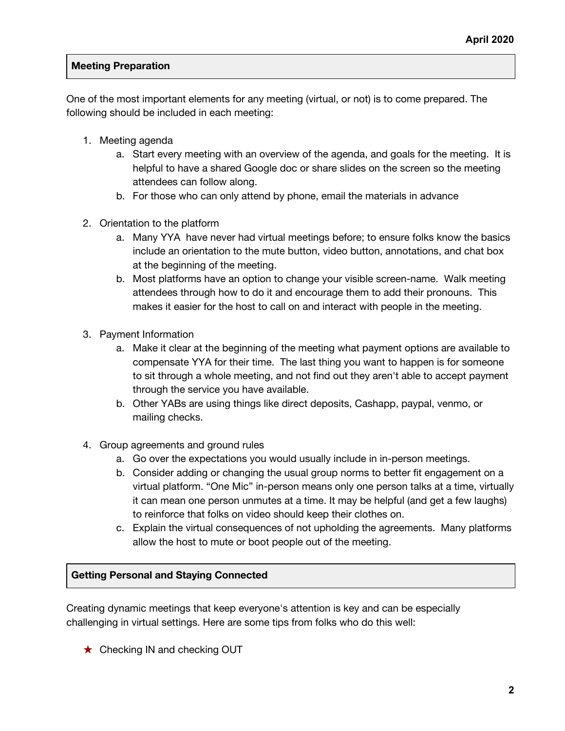## Meeting Preparation

One of the most important elements for any meeting (virtual, or not) is to come prepared. The following should be included in each meeting:

1. Meeting agenda
    a. Start every meeting with an overview of the agenda, and goals for the meeting. It is helpful to have a shared Google doc or share slides on the screen so the meeting attendees can follow along.
    b. For those who can only attend by phone, email the materials in advance

2. Orientation to the platform
    a. Many YYA have never had virtual meetings before; to ensure folks know the basics include an orientation to the mute button, video button, annotations, and chat box at the beginning of the meeting.
    b. Most platforms have an option to change your visible screen-name. Walk meeting attendees through how to do it and encourage them to add their pronouns. This makes it easier for the host to call on and interact with people in the meeting.

3. Payment Information
    a. Make it clear at the beginning of the meeting what payment options are available to compensate YYA for their time. The last thing you want to happen is for someone to sit through a whole meeting, and not find out they aren't able to accept payment through the service you have available.
    b. Other YABs are using things like direct deposits, Cashapp, paypal, venmo, or mailing checks.

4. Group agreements and ground rules
    a. Go over the expectations you would usually include in in-person meetings.
    b. Consider adding or changing the usual group norms to better fit engagement on a virtual platform. "One Mic" in-person means only one person talks at a time, virtually it can mean one person unmutes at a time. It may be helpful (and get a few laughs) to reinforce that folks on video should keep their clothes on.
    c. Explain the virtual consequences of not upholding the agreements. Many platforms allow the host to mute or boot people out of the meeting.

## Getting Personal and Staying Connected

Creating dynamic meetings that keep everyone's attention is key and can be especially challenging in virtual settings. Here are some tips from folks who do this well:

★ Checking IN and checking OUT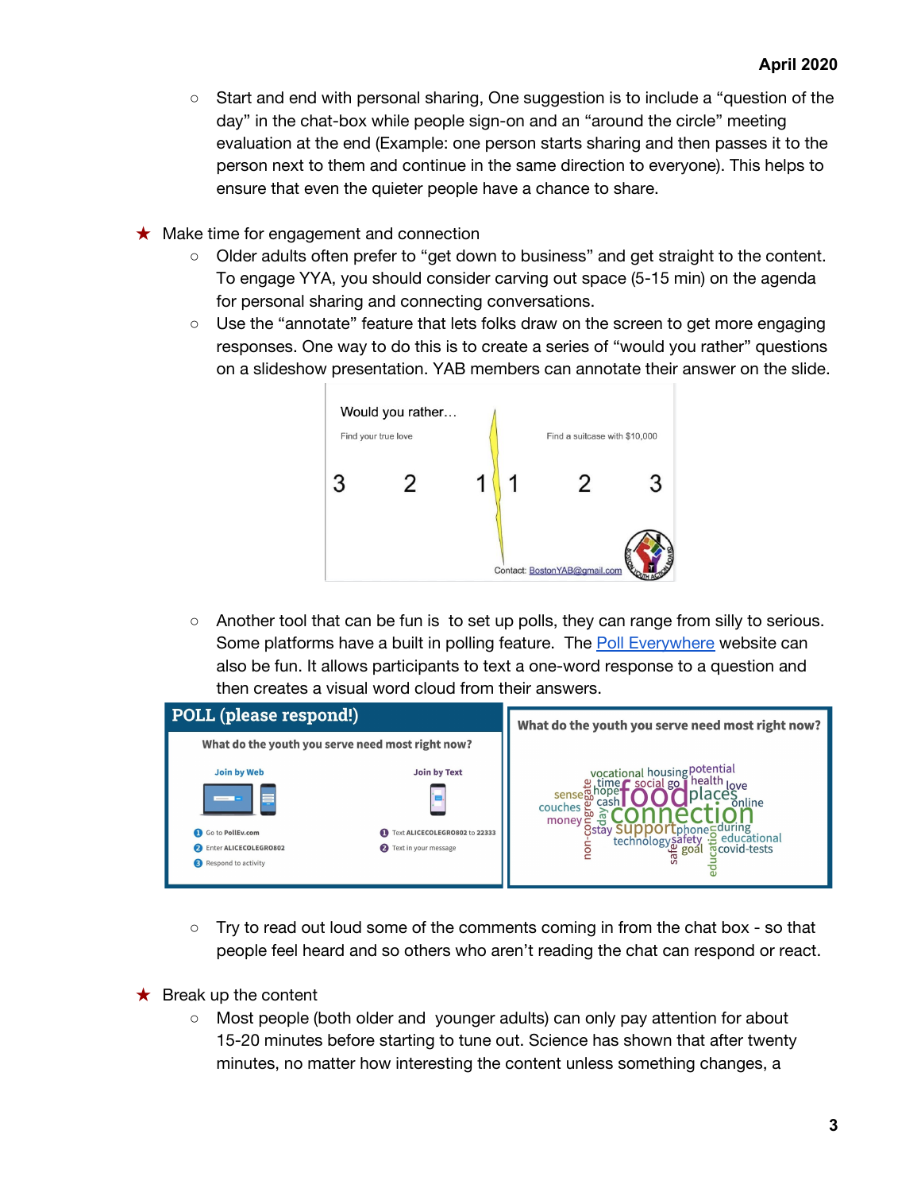- Start and end with personal sharing, One suggestion is to include a "question of the day" in the chat-box while people sign-on and an "around the circle" meeting evaluation at the end (Example: one person starts sharing and then passes it to the person next to them and continue in the same direction to everyone). This helps to ensure that even the quieter people have a chance to share.

★ Make time for engagement and connection

- Older adults often prefer to "get down to business" and get straight to the content. To engage YYA, you should consider carving out space (5-15 min) on the agenda for personal sharing and connecting conversations.
- Use the "annotate" feature that lets folks draw on the screen to get more engaging responses. One way to do this is to create a series of "would you rather" questions on a slideshow presentation. YAB members can annotate their answer on the slide.
- Another tool that can be fun is to set up polls, they can range from silly to serious. Some platforms have a built in polling feature. The Poll Everywhere website can also be fun. It allows participants to text a one-word response to a question and then creates a visual word cloud from their answers.
- Try to read out loud some of the comments coming in from the chat box - so that people feel heard and so others who aren't reading the chat can respond or react.

★ Break up the content

- Most people (both older and younger adults) can only pay attention for about 15-20 minutes before starting to tune out. Science has shown that after twenty minutes, no matter how interesting the content unless something changes, a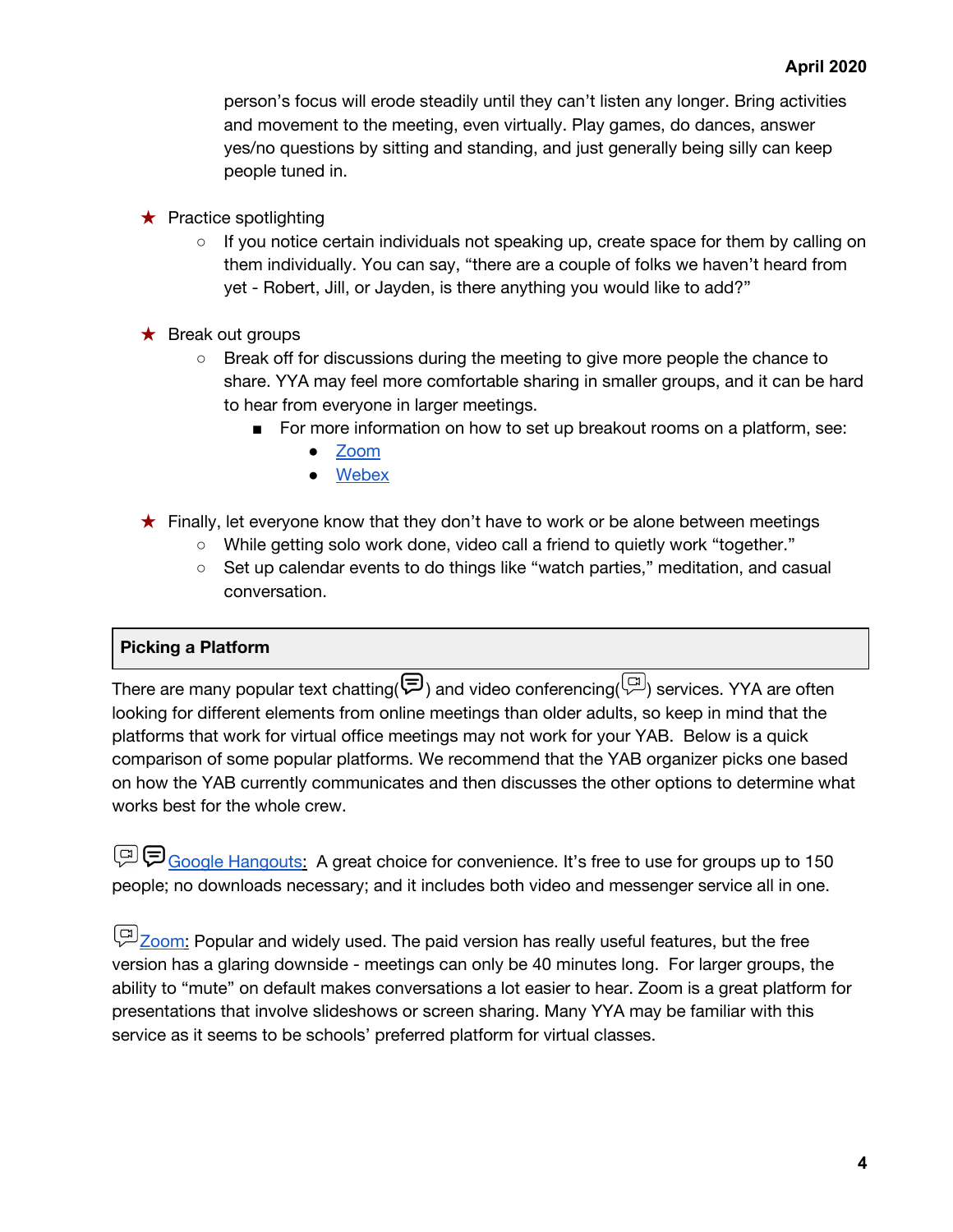person's focus will erode steadily until they can't listen any longer. Bring activities and movement to the meeting, even virtually. Play games, do dances, answer yes/no questions by sitting and standing, and just generally being silly can keep people tuned in.

- ★ Practice spotlighting
  - If you notice certain individuals not speaking up, create space for them by calling on them individually. You can say, "there are a couple of folks we haven't heard from yet - Robert, Jill, or Jayden, is there anything you would like to add?"

- ★ Break out groups
  - Break off for discussions during the meeting to give more people the chance to share. YYA may feel more comfortable sharing in smaller groups, and it can be hard to hear from everyone in larger meetings.
    - For more information on how to set up breakout rooms on a platform, see:
      - Zoom
      - Webex

- ★ Finally, let everyone know that they don't have to work or be alone between meetings
  - While getting solo work done, video call a friend to quietly work "together."
  - Set up calendar events to do things like "watch parties," meditation, and casual conversation.

## Picking a Platform

There are many popular text chatting(💬) and video conferencing(📹) services. YYA are often looking for different elements from online meetings than older adults, so keep in mind that the platforms that work for virtual office meetings may not work for your YAB. Below is a quick comparison of some popular platforms. We recommend that the YAB organizer picks one based on how the YAB currently communicates and then discusses the other options to determine what works best for the whole crew.

📹 💬 Google Hangouts: A great choice for convenience. It's free to use for groups up to 150 people; no downloads necessary; and it includes both video and messenger service all in one.

📹 Zoom: Popular and widely used. The paid version has really useful features, but the free version has a glaring downside - meetings can only be 40 minutes long. For larger groups, the ability to "mute" on default makes conversations a lot easier to hear. Zoom is a great platform for presentations that involve slideshows or screen sharing. Many YYA may be familiar with this service as it seems to be schools' preferred platform for virtual classes.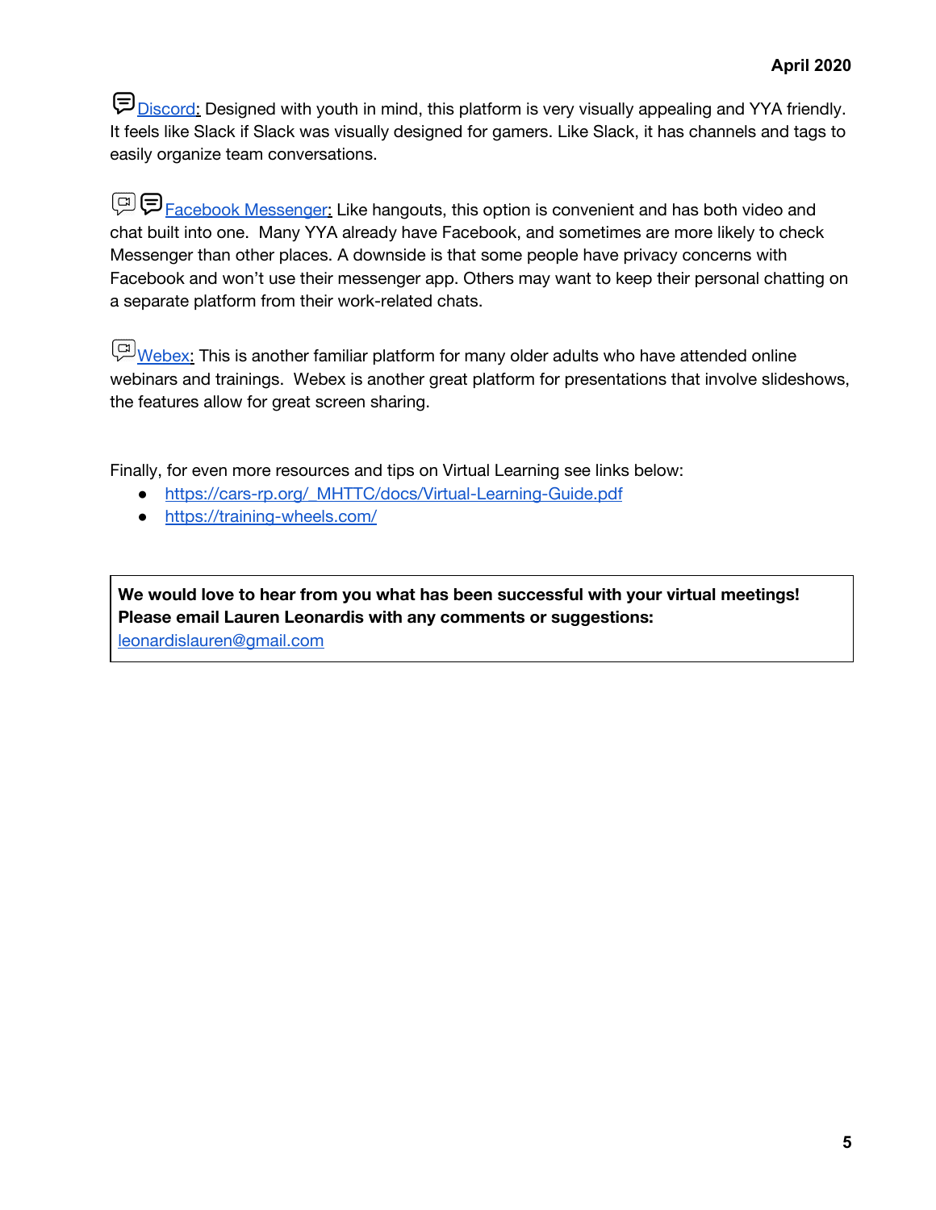[Discord](): Designed with youth in mind, this platform is very visually appealing and YYA friendly. It feels like Slack if Slack was visually designed for gamers. Like Slack, it has channels and tags to easily organize team conversations.

[Facebook Messenger](): Like hangouts, this option is convenient and has both video and chat built into one. Many YYA already have Facebook, and sometimes are more likely to check Messenger than other places. A downside is that some people have privacy concerns with Facebook and won't use their messenger app. Others may want to keep their personal chatting on a separate platform from their work-related chats.

[Webex](): This is another familiar platform for many older adults who have attended online webinars and trainings. Webex is another great platform for presentations that involve slideshows, the features allow for great screen sharing.

Finally, for even more resources and tips on Virtual Learning see links below:

- https://cars-rp.org/_MHTTC/docs/Virtual-Learning-Guide.pdf
- https://training-wheels.com/

**We would love to hear from you what has been successful with your virtual meetings! Please email Lauren Leonardis with any comments or suggestions:**
leonardislauren@gmail.com